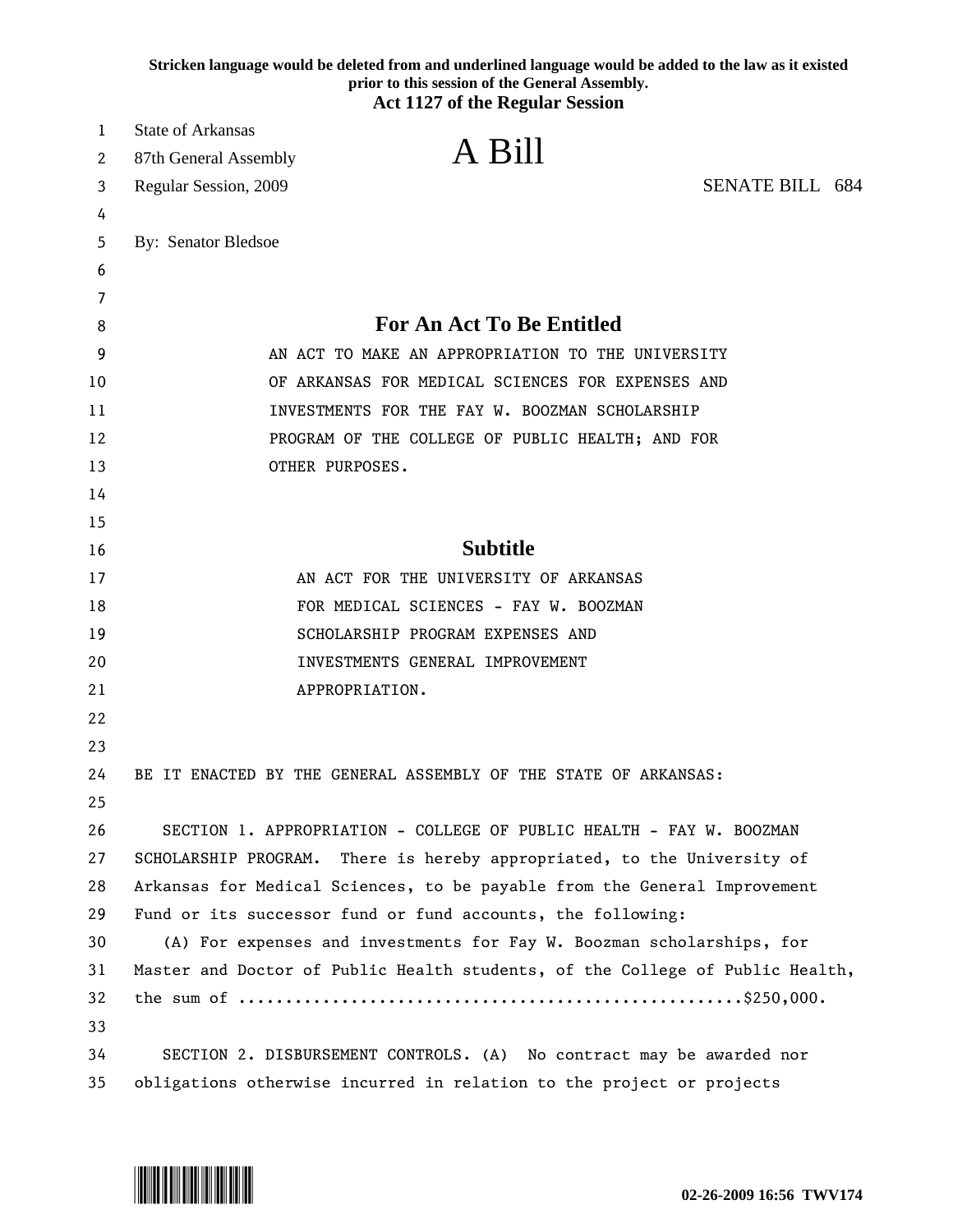Stricken language would be deleted from and underlined language would be added to the law as it existed prior to this session of the General Assembly.

**Act 1127 of the Regular Session**

State of Arkansas
87th General Assembly
Regular Session, 2009

# A Bill

SENATE BILL 684

By: Senator Bledsoe

## For An Act To Be Entitled

AN ACT TO MAKE AN APPROPRIATION TO THE UNIVERSITY OF ARKANSAS FOR MEDICAL SCIENCES FOR EXPENSES AND INVESTMENTS FOR THE FAY W. BOOZMAN SCHOLARSHIP PROGRAM OF THE COLLEGE OF PUBLIC HEALTH; AND FOR OTHER PURPOSES.

## Subtitle

AN ACT FOR THE UNIVERSITY OF ARKANSAS FOR MEDICAL SCIENCES - FAY W. BOOZMAN SCHOLARSHIP PROGRAM EXPENSES AND INVESTMENTS GENERAL IMPROVEMENT APPROPRIATION.

BE IT ENACTED BY THE GENERAL ASSEMBLY OF THE STATE OF ARKANSAS:

SECTION 1. APPROPRIATION - COLLEGE OF PUBLIC HEALTH - FAY W. BOOZMAN SCHOLARSHIP PROGRAM. There is hereby appropriated, to the University of Arkansas for Medical Sciences, to be payable from the General Improvement Fund or its successor fund or fund accounts, the following:

(A) For expenses and investments for Fay W. Boozman scholarships, for Master and Doctor of Public Health students, of the College of Public Health, the sum of ....................................................$250,000.

SECTION 2. DISBURSEMENT CONTROLS. (A) No contract may be awarded nor obligations otherwise incurred in relation to the project or projects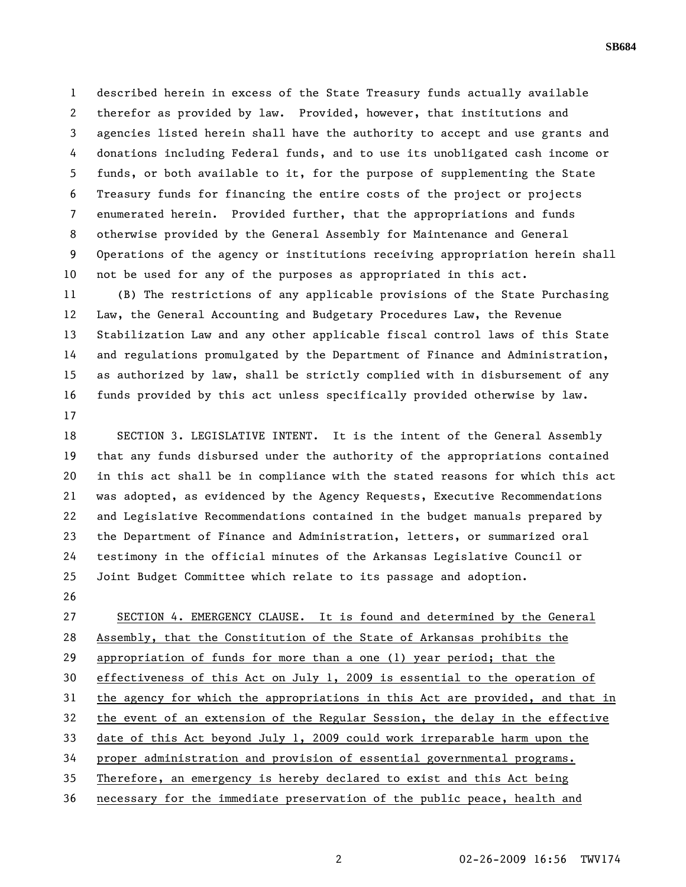described herein in excess of the State Treasury funds actually available therefor as provided by law. Provided, however, that institutions and agencies listed herein shall have the authority to accept and use grants and donations including Federal funds, and to use its unobligated cash income or funds, or both available to it, for the purpose of supplementing the State Treasury funds for financing the entire costs of the project or projects enumerated herein. Provided further, that the appropriations and funds otherwise provided by the General Assembly for Maintenance and General Operations of the agency or institutions receiving appropriation herein shall not be used for any of the purposes as appropriated in this act.

(B) The restrictions of any applicable provisions of the State Purchasing Law, the General Accounting and Budgetary Procedures Law, the Revenue Stabilization Law and any other applicable fiscal control laws of this State and regulations promulgated by the Department of Finance and Administration, as authorized by law, shall be strictly complied with in disbursement of any funds provided by this act unless specifically provided otherwise by law.

SECTION 3. LEGISLATIVE INTENT. It is the intent of the General Assembly that any funds disbursed under the authority of the appropriations contained in this act shall be in compliance with the stated reasons for which this act was adopted, as evidenced by the Agency Requests, Executive Recommendations and Legislative Recommendations contained in the budget manuals prepared by the Department of Finance and Administration, letters, or summarized oral testimony in the official minutes of the Arkansas Legislative Council or Joint Budget Committee which relate to its passage and adoption.

SECTION 4. EMERGENCY CLAUSE. It is found and determined by the General Assembly, that the Constitution of the State of Arkansas prohibits the appropriation of funds for more than a one (1) year period; that the effectiveness of this Act on July 1, 2009 is essential to the operation of the agency for which the appropriations in this Act are provided, and that in the event of an extension of the Regular Session, the delay in the effective date of this Act beyond July 1, 2009 could work irreparable harm upon the proper administration and provision of essential governmental programs. Therefore, an emergency is hereby declared to exist and this Act being necessary for the immediate preservation of the public peace, health and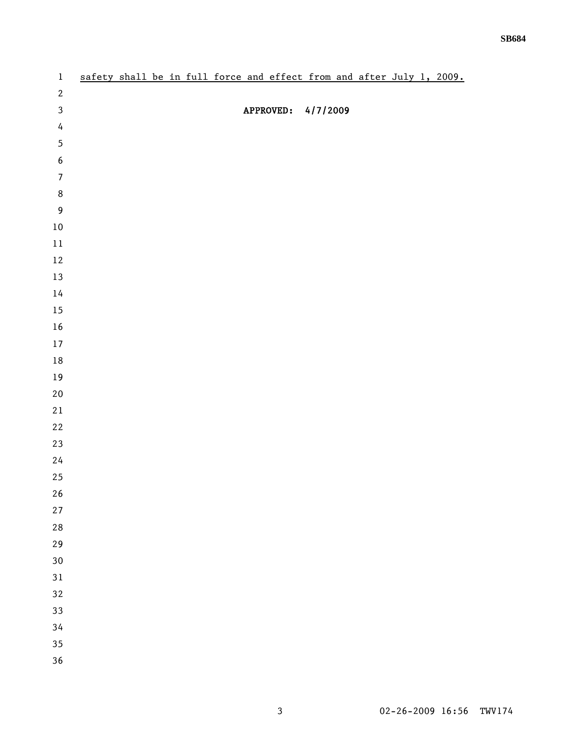<u>safety shall be in full force and effect from and after July 1, 2009.</u>

**APPROVED: 4/7/2009**

02-26-2009 16:56 TWV174